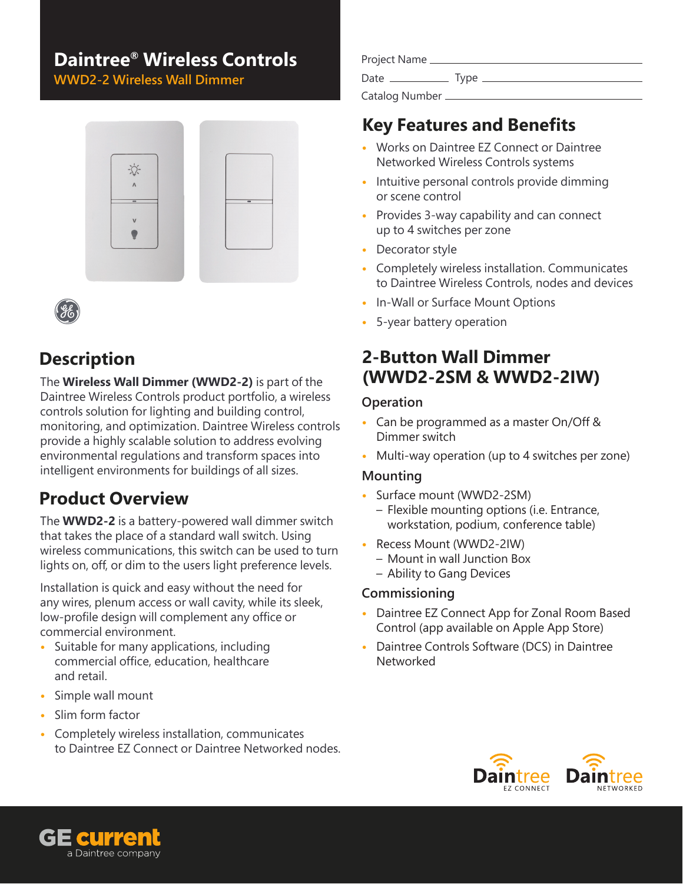# Daintree® Wireless Controls

## WWD2-2 Wireless Wall Dimmer

Project Name

Date Type

Catalog Number

## Key Features and Benefits

- Works on Daintree EZ Connect or Daintree Networked Wireless Controls systems
- Intuitive personal controls provide dimming or scene control
- Provides 3-way capability and can connect up to 4 switches per zone
- Decorator style
- Completely wireless installation. Communicates to Daintree Wireless Controls, nodes and devices
- In-Wall or Surface Mount Options
- 5-year battery operation

## Description

The **Wireless Wall Dimmer (WWD2-2)** is part of the Daintree Wireless Controls product portfolio, a wireless controls solution for lighting and building control, monitoring, and optimization. Daintree Wireless controls provide a highly scalable solution to address evolving environmental regulations and transform spaces into intelligent environments for buildings of all sizes.

## Product Overview

The **WWD2-2** is a battery-powered wall dimmer switch that takes the place of a standard wall switch. Using wireless communications, this switch can be used to turn lights on, off, or dim to the users light preference levels.

Installation is quick and easy without the need for any wires, plenum access or wall cavity, while its sleek, low-profile design will complement any office or commercial environment.

- Suitable for many applications, including commercial office, education, healthcare and retail.
- Simple wall mount
- Slim form factor
- Completely wireless installation, communicates to Daintree EZ Connect or Daintree Networked nodes.

## 2-Button Wall Dimmer (WWD2-2SM & WWD2-2IW)

### Operation

- Can be programmed as a master On/Off & Dimmer switch
- Multi-way operation (up to 4 switches per zone)

### Mounting

- Surface mount (WWD2-2SM)
  - Flexible mounting options (i.e. Entrance, workstation, podium, conference table)
- Recess Mount (WWD2-2IW)
  - Mount in wall Junction Box
  - Ability to Gang Devices

### Commissioning

- Daintree EZ Connect App for Zonal Room Based Control (app available on Apple App Store)
- Daintree Controls Software (DCS) in Daintree Networked

Daintree EZ CONNECT    Daintree NETWORKED

GE current
a Daintree company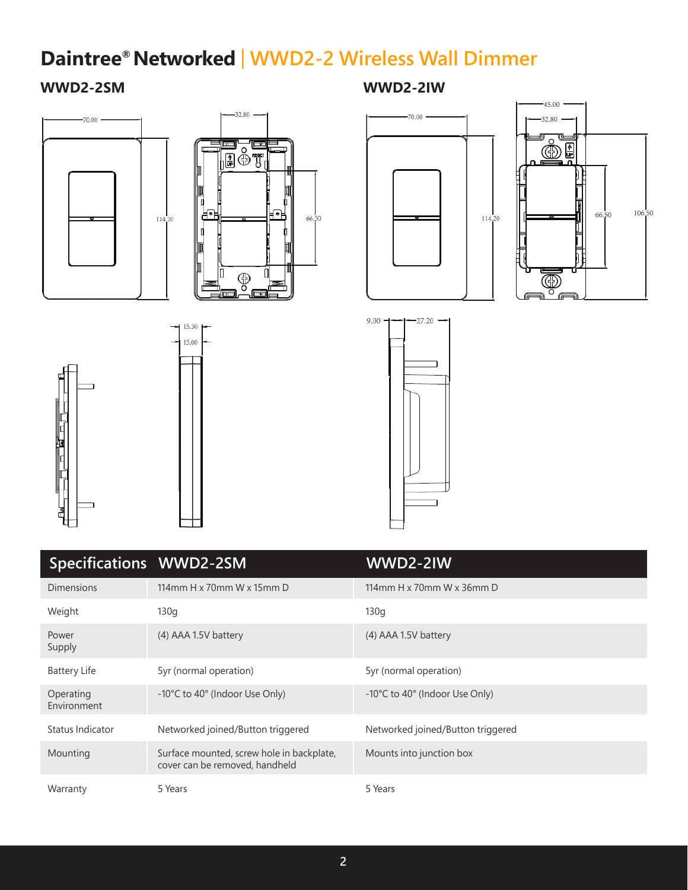# Daintree® Networked | WWD2-2 Wireless Wall Dimmer

## WWD2-2SM

## WWD2-2IW

| Specifications | WWD2-2SM | WWD2-2IW |
|---|---|---|
| Dimensions | 114mm H x 70mm W x 15mm D | 114mm H x 70mm W x 36mm D |
| Weight | 130g | 130g |
| Power Supply | (4) AAA 1.5V battery | (4) AAA 1.5V battery |
| Battery Life | 5yr (normal operation) | 5yr (normal operation) |
| Operating Environment | -10°C to 40° (Indoor Use Only) | -10°C to 40° (Indoor Use Only) |
| Status Indicator | Networked joined/Button triggered | Networked joined/Button triggered |
| Mounting | Surface mounted, screw hole in backplate, cover can be removed, handheld | Mounts into junction box |
| Warranty | 5 Years | 5 Years |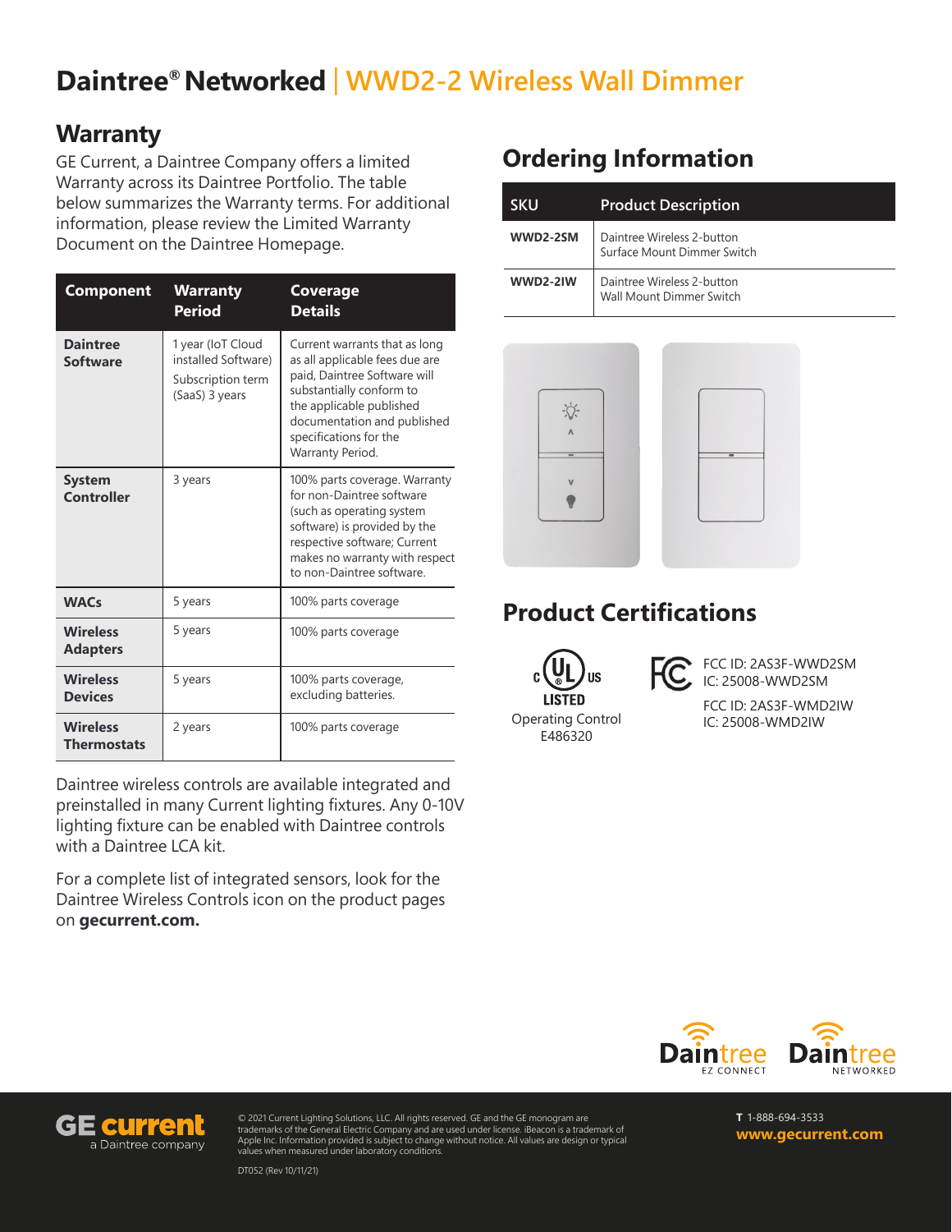# Daintree® Networked | WWD2-2 Wireless Wall Dimmer

## Warranty

GE Current, a Daintree Company offers a limited Warranty across its Daintree Portfolio. The table below summarizes the Warranty terms. For additional information, please review the Limited Warranty Document on the Daintree Homepage.

| Component | Warranty Period | Coverage Details |
|---|---|---|
| **Daintree Software** | 1 year (IoT Cloud installed Software)<br>Subscription term (SaaS) 3 years | Current warrants that as long as all applicable fees due are paid, Daintree Software will substantially conform to the applicable published documentation and published specifications for the Warranty Period. |
| **System Controller** | 3 years | 100% parts coverage. Warranty for non-Daintree software (such as operating system software) is provided by the respective software; Current makes no warranty with respect to non-Daintree software. |
| **WACs** | 5 years | 100% parts coverage |
| **Wireless Adapters** | 5 years | 100% parts coverage |
| **Wireless Devices** | 5 years | 100% parts coverage, excluding batteries. |
| **Wireless Thermostats** | 2 years | 100% parts coverage |

Daintree wireless controls are available integrated and preinstalled in many Current lighting fixtures. Any 0-10V lighting fixture can be enabled with Daintree controls with a Daintree LCA kit.

For a complete list of integrated sensors, look for the Daintree Wireless Controls icon on the product pages on **gecurrent.com.**

## Ordering Information

| SKU | Product Description |
|---|---|
| **WWD2-2SM** | Daintree Wireless 2-button Surface Mount Dimmer Switch |
| **WWD2-2IW** | Daintree Wireless 2-button Wall Mount Dimmer Switch |

## Product Certifications

c UL us LISTED
Operating Control
E486320

FCC ID: 2AS3F-WWD2SM
IC: 25008-WWD2SM

FCC ID: 2AS3F-WMD2IW
IC: 25008-WMD2IW

Daintree EZ CONNECT
Daintree NETWORKED

GE current
a Daintree company

© 2021 Current Lighting Solutions, LLC. All rights reserved. GE and the GE monogram are trademarks of the General Electric Company and are used under license. iBeacon is a trademark of Apple Inc. Information provided is subject to change without notice. All values are design or typical values when measured under laboratory conditions.

DT052 (Rev 10/11/21)

T 1-888-694-3533
**www.gecurrent.com**